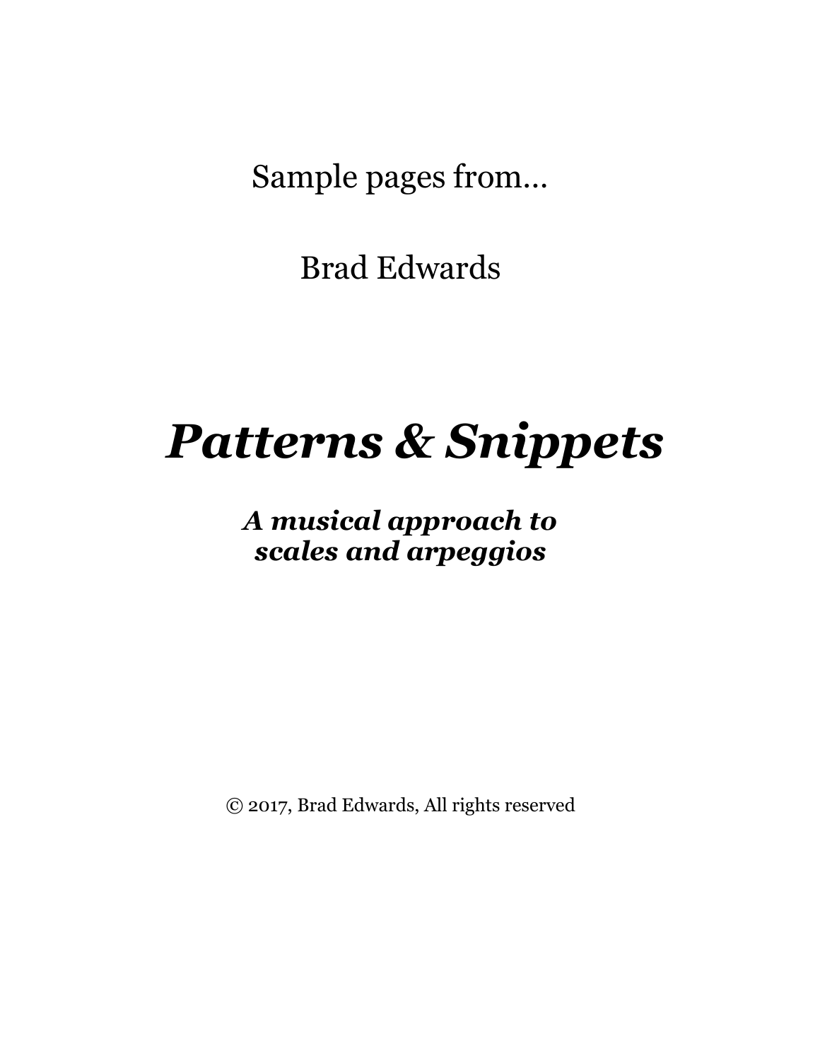Sample pages from…

Brad Edwards

# *Patterns & Snippets*

***A musical approach to scales and arpeggios***

© 2017, Brad Edwards, All rights reserved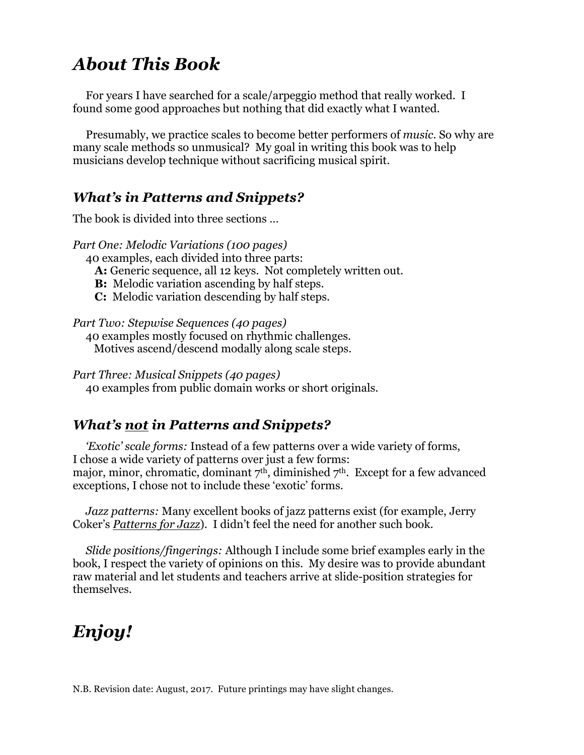# About This Book

For years I have searched for a scale/arpeggio method that really worked. I found some good approaches but nothing that did exactly what I wanted.

Presumably, we practice scales to become better performers of *music*. So why are many scale methods so unmusical? My goal in writing this book was to help musicians develop technique without sacrificing musical spirit.

## What's in Patterns and Snippets?

The book is divided into three sections …

*Part One: Melodic Variations (100 pages)*
40 examples, each divided into three parts:
- **A:** Generic sequence, all 12 keys. Not completely written out.
- **B:** Melodic variation ascending by half steps.
- **C:** Melodic variation descending by half steps.

*Part Two: Stepwise Sequences (40 pages)*
40 examples mostly focused on rhythmic challenges.
Motives ascend/descend modally along scale steps.

*Part Three: Musical Snippets (40 pages)*
40 examples from public domain works or short originals.

## What's not in Patterns and Snippets?

*'Exotic' scale forms:* Instead of a few patterns over a wide variety of forms, I chose a wide variety of patterns over just a few forms: major, minor, chromatic, dominant 7th, diminished 7th. Except for a few advanced exceptions, I chose not to include these 'exotic' forms.

*Jazz patterns:* Many excellent books of jazz patterns exist (for example, Jerry Coker's *Patterns for Jazz*). I didn't feel the need for another such book.

*Slide positions/fingerings:* Although I include some brief examples early in the book, I respect the variety of opinions on this. My desire was to provide abundant raw material and let students and teachers arrive at slide-position strategies for themselves.

# Enjoy!

N.B. Revision date: August, 2017. Future printings may have slight changes.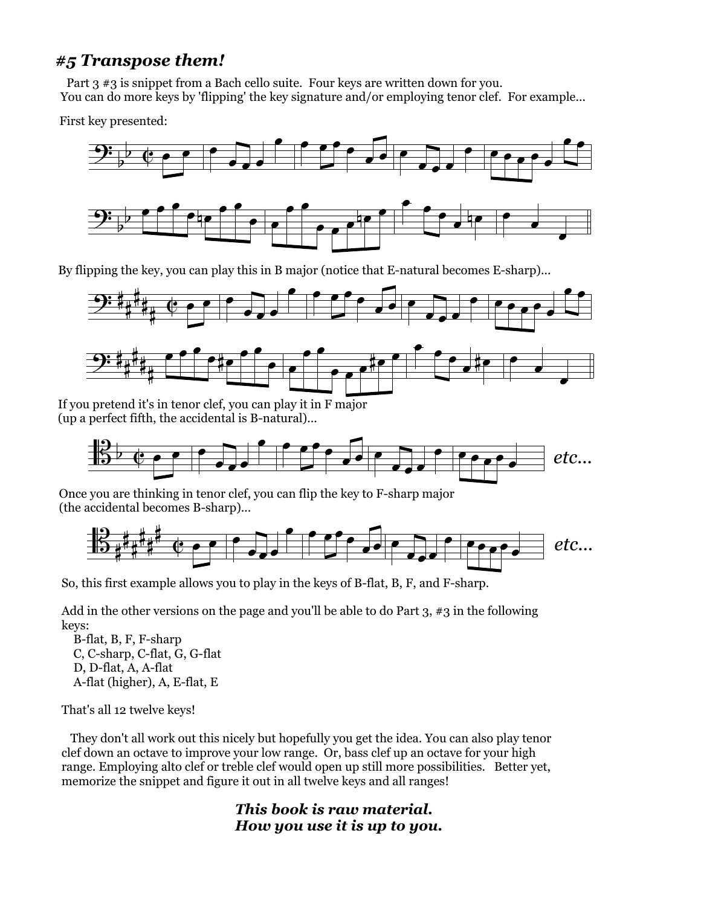# *#5 Transpose them!*

Part 3 #3 is snippet from a Bach cello suite. Four keys are written down for you. You can do more keys by 'flipping' the key signature and/or employing tenor clef. For example...

First key presented:

By flipping the key, you can play this in B major (notice that E-natural becomes E-sharp)...

If you pretend it's in tenor clef, you can play it in F major
(up a perfect fifth, the accidental is B-natural)...

*etc...*

Once you are thinking in tenor clef, you can flip the key to F-sharp major
(the accidental becomes B-sharp)...

*etc...*

So, this first example allows you to play in the keys of B-flat, B, F, and F-sharp.

Add in the other versions on the page and you'll be able to do Part 3, #3 in the following keys:

B-flat, B, F, F-sharp
C, C-sharp, C-flat, G, G-flat
D, D-flat, A, A-flat
A-flat (higher), A, E-flat, E

That's all 12 twelve keys!

They don't all work out this nicely but hopefully you get the idea. You can also play tenor clef down an octave to improve your low range. Or, bass clef up an octave for your high range. Employing alto clef or treble clef would open up still more possibilities. Better yet, memorize the snippet and figure it out in all twelve keys and all ranges!

***This book is raw material.***
***How you use it is up to you.***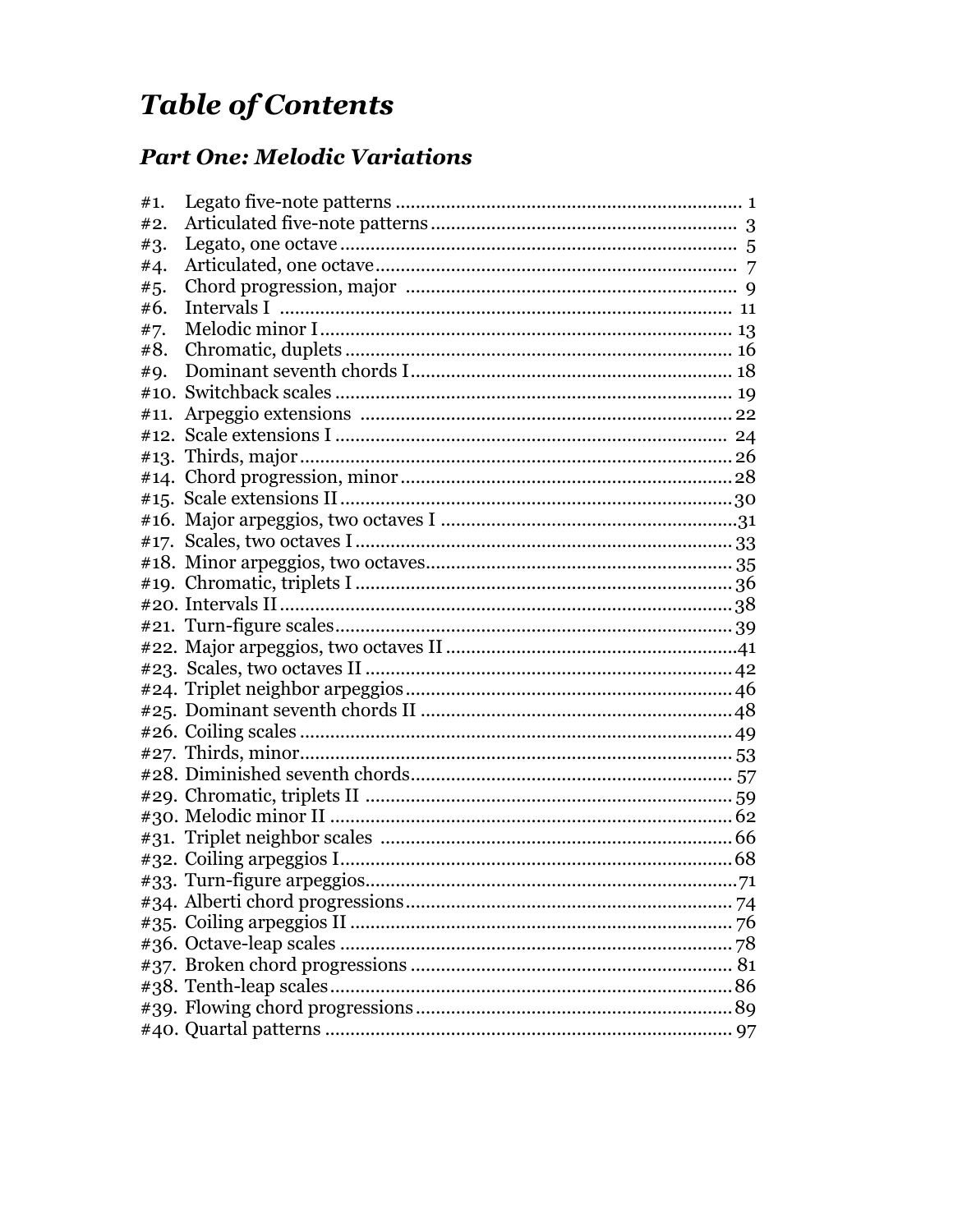# *Table of Contents*

## *Part One: Melodic Variations*

#1. Legato five-note patterns ..................................................................... 1
#2. Articulated five-note patterns ............................................................ 3
#3. Legato, one octave ............................................................................ 5
#4. Articulated, one octave ...................................................................... 7
#5. Chord progression, major ................................................................. 9
#6. Intervals I ......................................................................................... 11
#7. Melodic minor I ................................................................................ 13
#8. Chromatic, duplets ............................................................................ 16
#9. Dominant seventh chords I ............................................................... 18
#10. Switchback scales ............................................................................ 19
#11. Arpeggio extensions ........................................................................ 22
#12. Scale extensions I ............................................................................ 24
#13. Thirds, major .................................................................................... 26
#14. Chord progression, minor ................................................................ 28
#15. Scale extensions II ........................................................................... 30
#16. Major arpeggios, two octaves I ........................................................ 31
#17. Scales, two octaves I ........................................................................ 33
#18. Minor arpeggios, two octaves .......................................................... 35
#19. Chromatic, triplets I ......................................................................... 36
#20. Intervals II ........................................................................................ 38
#21. Turn-figure scales ............................................................................. 39
#22. Major arpeggios, two octaves II ....................................................... 41
#23. Scales, two octaves II ....................................................................... 42
#24. Triplet neighbor arpeggios ............................................................... 46
#25. Dominant seventh chords II ............................................................. 48
#26. Coiling scales .................................................................................... 49
#27. Thirds, minor ..................................................................................... 53
#28. Diminished seventh chords ............................................................... 57
#29. Chromatic, triplets II ........................................................................ 59
#30. Melodic minor II ............................................................................... 62
#31. Triplet neighbor scales ..................................................................... 66
#32. Coiling arpeggios I ............................................................................ 68
#33. Turn-figure arpeggios ........................................................................ 71
#34. Alberti chord progressions ................................................................ 74
#35. Coiling arpeggios II ........................................................................... 76
#36. Octave-leap scales ............................................................................. 78
#37. Broken chord progressions ................................................................ 81
#38. Tenth-leap scales ............................................................................... 86
#39. Flowing chord progressions ............................................................... 89
#40. Quartal patterns ................................................................................ 97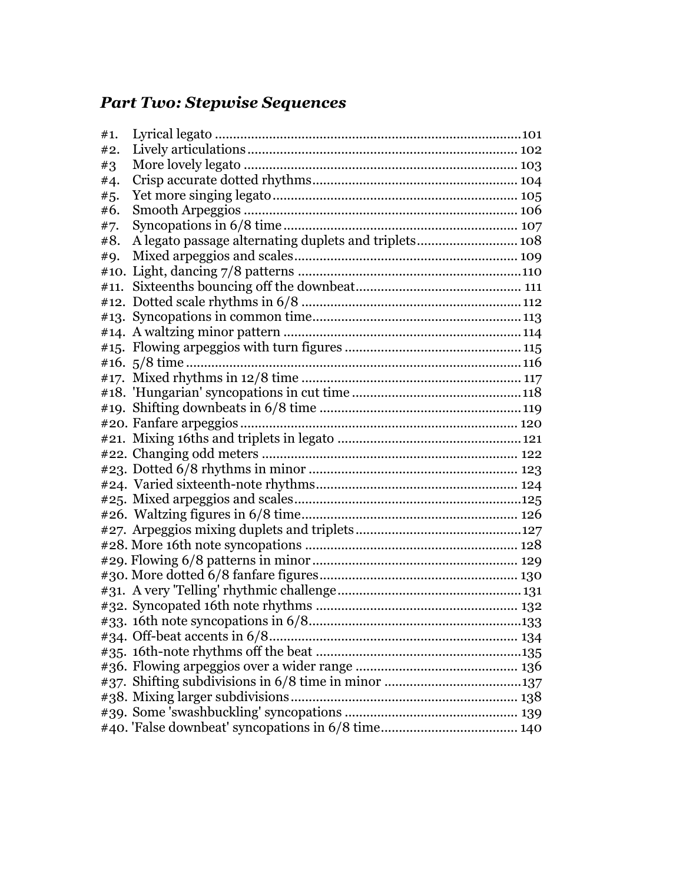## *Part Two: Stepwise Sequences*

#1. Lyrical legato ........................................................................................101
#2. Lively articulations ................................................................................ 102
#3 More lovely legato ................................................................................ 103
#4. Crisp accurate dotted rhythms ............................................................ 104
#5. Yet more singing legato ........................................................................ 105
#6. Smooth Arpeggios ................................................................................ 106
#7. Syncopations in 6/8 time ...................................................................... 107
#8. A legato passage alternating duplets and triplets ................................ 108
#9. Mixed arpeggios and scales .................................................................. 109
#10. Light, dancing 7/8 patterns ..................................................................110
#11. Sixteenths bouncing off the downbeat ................................................. 111
#12. Dotted scale rhythms in 6/8 .................................................................112
#13. Syncopations in common time ..............................................................113
#14. A waltzing minor pattern ......................................................................114
#15. Flowing arpeggios with turn figures .....................................................115
#16. 5/8 time ..................................................................................................116
#17. Mixed rhythms in 12/8 time ................................................................. 117
#18. 'Hungarian' syncopations in cut time ...................................................118
#19. Shifting downbeats in 6/8 time .............................................................119
#20. Fanfare arpeggios ................................................................................. 120
#21. Mixing 16ths and triplets in legato .......................................................121
#22. Changing odd meters ........................................................................... 122
#23. Dotted 6/8 rhythms in minor ............................................................... 123
#24. Varied sixteenth-note rhythms ............................................................. 124
#25. Mixed arpeggios and scales ...................................................................125
#26. Waltzing figures in 6/8 time ................................................................. 126
#27. Arpeggios mixing duplets and triplets ..................................................127
#28. More 16th note syncopations ............................................................... 128
#29. Flowing 6/8 patterns in minor ............................................................. 129
#30. More dotted 6/8 fanfare figures ........................................................... 130
#31. A very 'Telling' rhythmic challenge ...................................................... 131
#32. Syncopated 16th note rhythms ............................................................ 132
#33. 16th note syncopations in 6/8 ...............................................................133
#34. Off-beat accents in 6/8 ......................................................................... 134
#35. 16th-note rhythms off the beat .............................................................135
#36. Flowing arpeggios over a wider range .................................................. 136
#37. Shifting subdivisions in 6/8 time in minor ...........................................137
#38. Mixing larger subdivisions ................................................................... 138
#39. Some 'swashbuckling' syncopations ..................................................... 139
#40. 'False downbeat' syncopations in 6/8 time ........................................... 140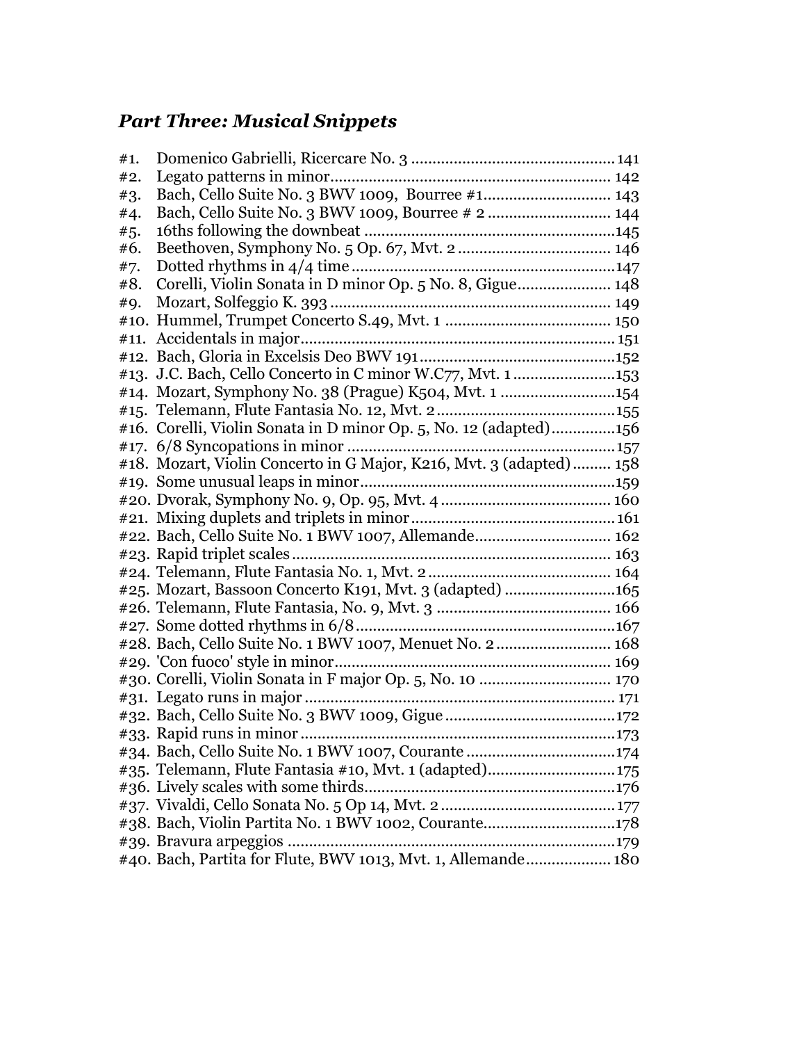## *Part Three: Musical Snippets*

#1. Domenico Gabrielli, Ricercare No. 3 ............................................ 141
#2. Legato patterns in minor............................................................... 142
#3. Bach, Cello Suite No. 3 BWV 1009, Bourree #1............................ 143
#4. Bach, Cello Suite No. 3 BWV 1009, Bourree # 2 ........................... 144
#5. 16ths following the downbeat ..........................................................145
#6. Beethoven, Symphony No. 5 Op. 67, Mvt. 2 .................................. 146
#7. Dotted rhythms in 4/4 time ............................................................147
#8. Corelli, Violin Sonata in D minor Op. 5 No. 8, Gigue..................... 148
#9. Mozart, Solfeggio K. 393 ............................................................... 149
#10. Hummel, Trumpet Concerto S.49, Mvt. 1 ..................................... 150
#11. Accidentals in major....................................................................... 151
#12. Bach, Gloria in Excelsis Deo BWV 191.............................................152
#13. J.C. Bach, Cello Concerto in C minor W.C77, Mvt. 1 .......................153
#14. Mozart, Symphony No. 38 (Prague) K504, Mvt. 1 ..........................154
#15. Telemann, Flute Fantasia No. 12, Mvt. 2.........................................155
#16. Corelli, Violin Sonata in D minor Op. 5, No. 12 (adapted)..............156
#17. 6/8 Syncopations in minor .............................................................157
#18. Mozart, Violin Concerto in G Major, K216, Mvt. 3 (adapted)......... 158
#19. Some unusual leaps in minor..........................................................159
#20. Dvorak, Symphony No. 9, Op. 95, Mvt. 4 ....................................... 160
#21. Mixing duplets and triplets in minor.............................................. 161
#22. Bach, Cello Suite No. 1 BWV 1007, Allemande............................... 162
#23. Rapid triplet scales ......................................................................... 163
#24. Telemann, Flute Fantasia No. 1, Mvt. 2 .......................................... 164
#25. Mozart, Bassoon Concerto K191, Mvt. 3 (adapted) .........................165
#26. Telemann, Flute Fantasia, No. 9, Mvt. 3 ........................................ 166
#27. Some dotted rhythms in 6/8............................................................167
#28. Bach, Cello Suite No. 1 BWV 1007, Menuet No. 2 .......................... 168
#29. 'Con fuoco' style in minor.............................................................. 169
#30. Corelli, Violin Sonata in F major Op. 5, No. 10 .............................. 170
#31. Legato runs in major ....................................................................... 171
#32. Bach, Cello Suite No. 3 BWV 1009, Gigue .......................................172
#33. Rapid runs in minor ........................................................................173
#34. Bach, Cello Suite No. 1 BWV 1007, Courante ..................................174
#35. Telemann, Flute Fantasia #10, Mvt. 1 (adapted).............................175
#36. Lively scales with some thirds.........................................................176
#37. Vivaldi, Cello Sonata No. 5 Op 14, Mvt. 2 ........................................177
#38. Bach, Violin Partita No. 1 BWV 1002, Courante..............................178
#39. Bravura arpeggios ...........................................................................179
#40. Bach, Partita for Flute, BWV 1013, Mvt. 1, Allemande................... 180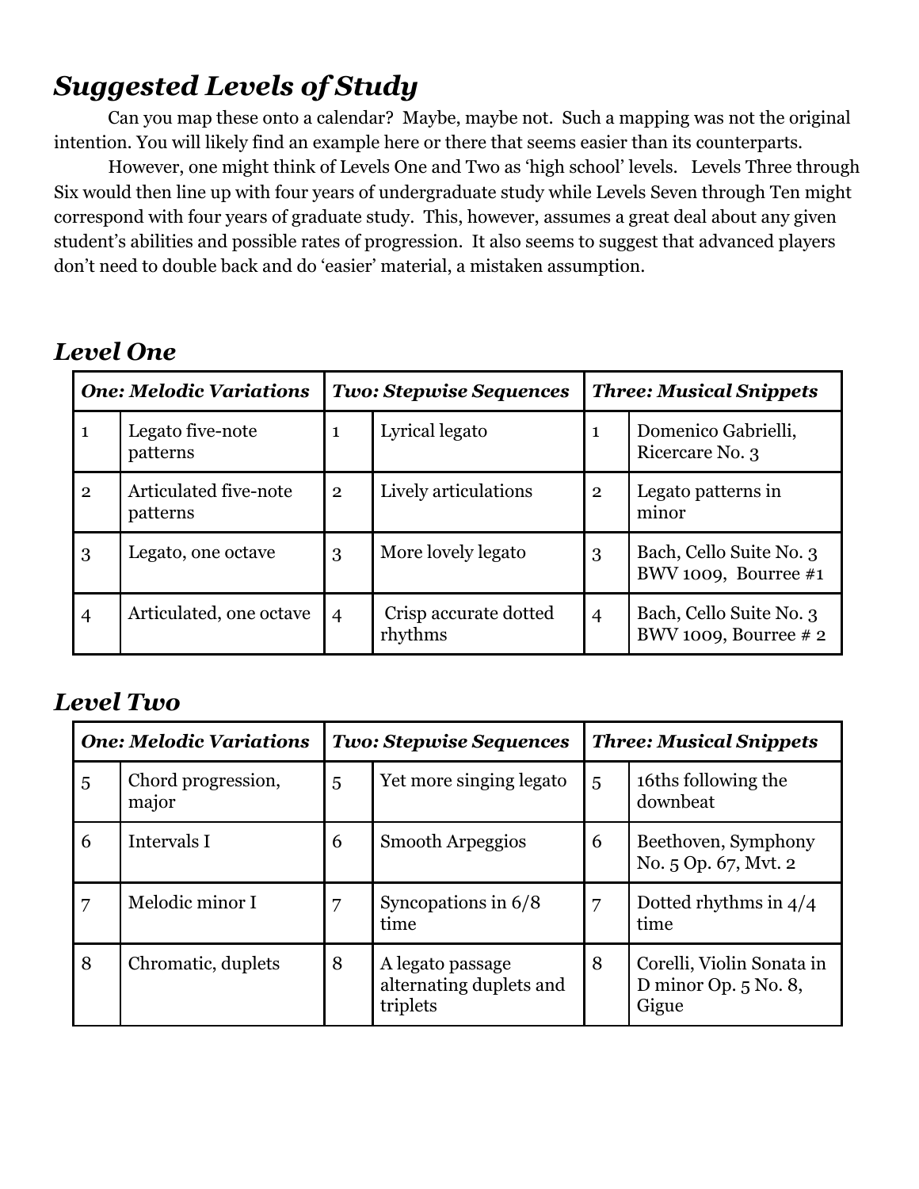## *Suggested Levels of Study*

Can you map these onto a calendar? Maybe, maybe not. Such a mapping was not the original intention. You will likely find an example here or there that seems easier than its counterparts.

However, one might think of Levels One and Two as 'high school' levels. Levels Three through Six would then line up with four years of undergraduate study while Levels Seven through Ten might correspond with four years of graduate study. This, however, assumes a great deal about any given student's abilities and possible rates of progression. It also seems to suggest that advanced players don't need to double back and do 'easier' material, a mistaken assumption.

### *Level One*

| *One: Melodic Variations* | | *Two: Stepwise Sequences* | | *Three: Musical Snippets* | |
|---|---|---|---|---|---|
| 1 | Legato five-note patterns | 1 | Lyrical legato | 1 | Domenico Gabrielli, Ricercare No. 3 |
| 2 | Articulated five-note patterns | 2 | Lively articulations | 2 | Legato patterns in minor |
| 3 | Legato, one octave | 3 | More lovely legato | 3 | Bach, Cello Suite No. 3 BWV 1009, Bourree #1 |
| 4 | Articulated, one octave | 4 | Crisp accurate dotted rhythms | 4 | Bach, Cello Suite No. 3 BWV 1009, Bourree # 2 |

### *Level Two*

| *One: Melodic Variations* | | *Two: Stepwise Sequences* | | *Three: Musical Snippets* | |
|---|---|---|---|---|---|
| 5 | Chord progression, major | 5 | Yet more singing legato | 5 | 16ths following the downbeat |
| 6 | Intervals I | 6 | Smooth Arpeggios | 6 | Beethoven, Symphony No. 5 Op. 67, Mvt. 2 |
| 7 | Melodic minor I | 7 | Syncopations in 6/8 time | 7 | Dotted rhythms in 4/4 time |
| 8 | Chromatic, duplets | 8 | A legato passage alternating duplets and triplets | 8 | Corelli, Violin Sonata in D minor Op. 5 No. 8, Gigue |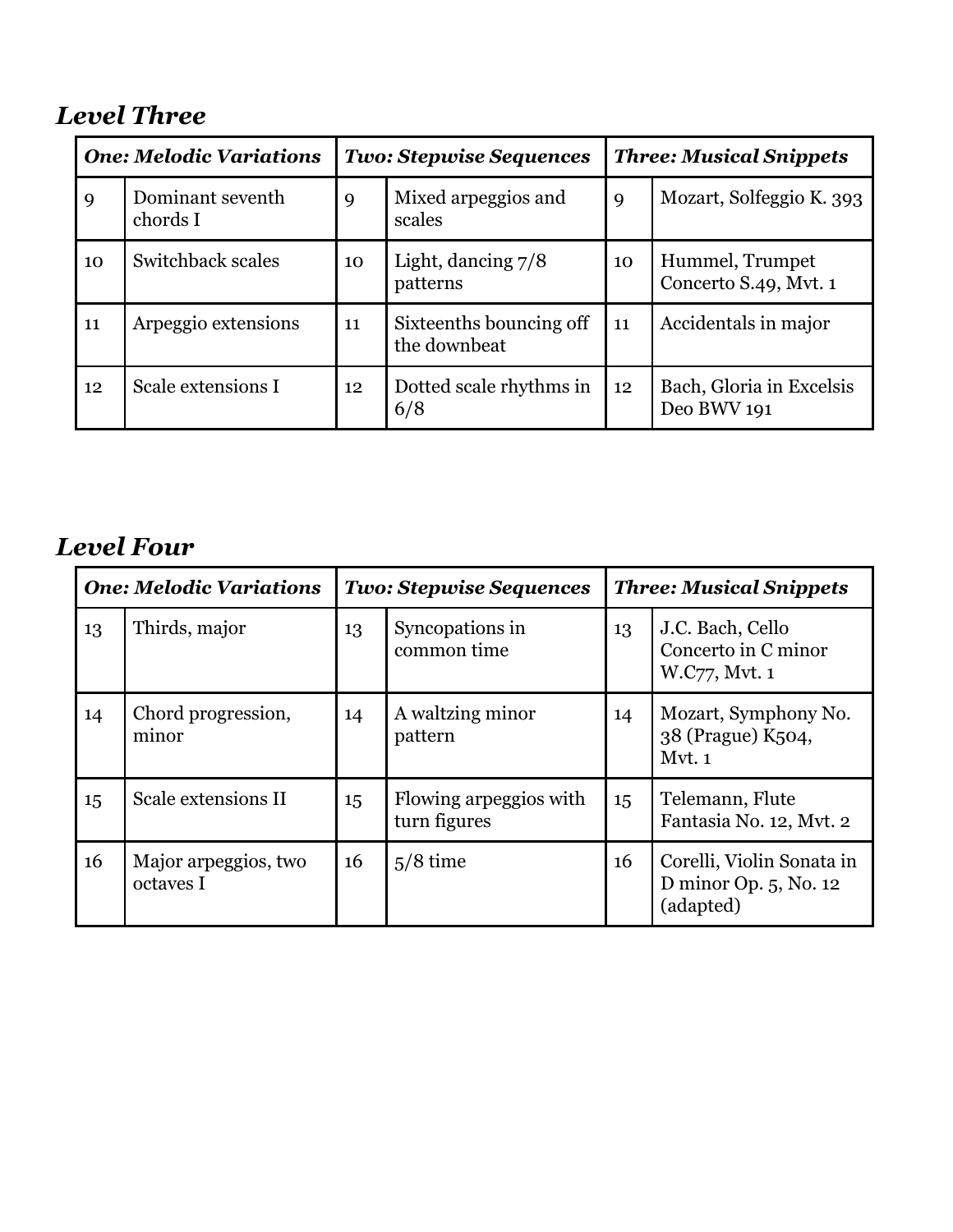## *Level Three*

| ***One: Melodic Variations*** | | ***Two: Stepwise Sequences*** | | ***Three: Musical Snippets*** | |
|---|---|---|---|---|---|
| 9 | Dominant seventh chords I | 9 | Mixed arpeggios and scales | 9 | Mozart, Solfeggio K. 393 |
| 10 | Switchback scales | 10 | Light, dancing 7/8 patterns | 10 | Hummel, Trumpet Concerto S.49, Mvt. 1 |
| 11 | Arpeggio extensions | 11 | Sixteenths bouncing off the downbeat | 11 | Accidentals in major |
| 12 | Scale extensions I | 12 | Dotted scale rhythms in 6/8 | 12 | Bach, Gloria in Excelsis Deo BWV 191 |

## *Level Four*

| ***One: Melodic Variations*** | | ***Two: Stepwise Sequences*** | | ***Three: Musical Snippets*** | |
|---|---|---|---|---|---|
| 13 | Thirds, major | 13 | Syncopations in common time | 13 | J.C. Bach, Cello Concerto in C minor W.C77, Mvt. 1 |
| 14 | Chord progression, minor | 14 | A waltzing minor pattern | 14 | Mozart, Symphony No. 38 (Prague) K504, Mvt. 1 |
| 15 | Scale extensions II | 15 | Flowing arpeggios with turn figures | 15 | Telemann, Flute Fantasia No. 12, Mvt. 2 |
| 16 | Major arpeggios, two octaves I | 16 | 5/8 time | 16 | Corelli, Violin Sonata in D minor Op. 5, No. 12 (adapted) |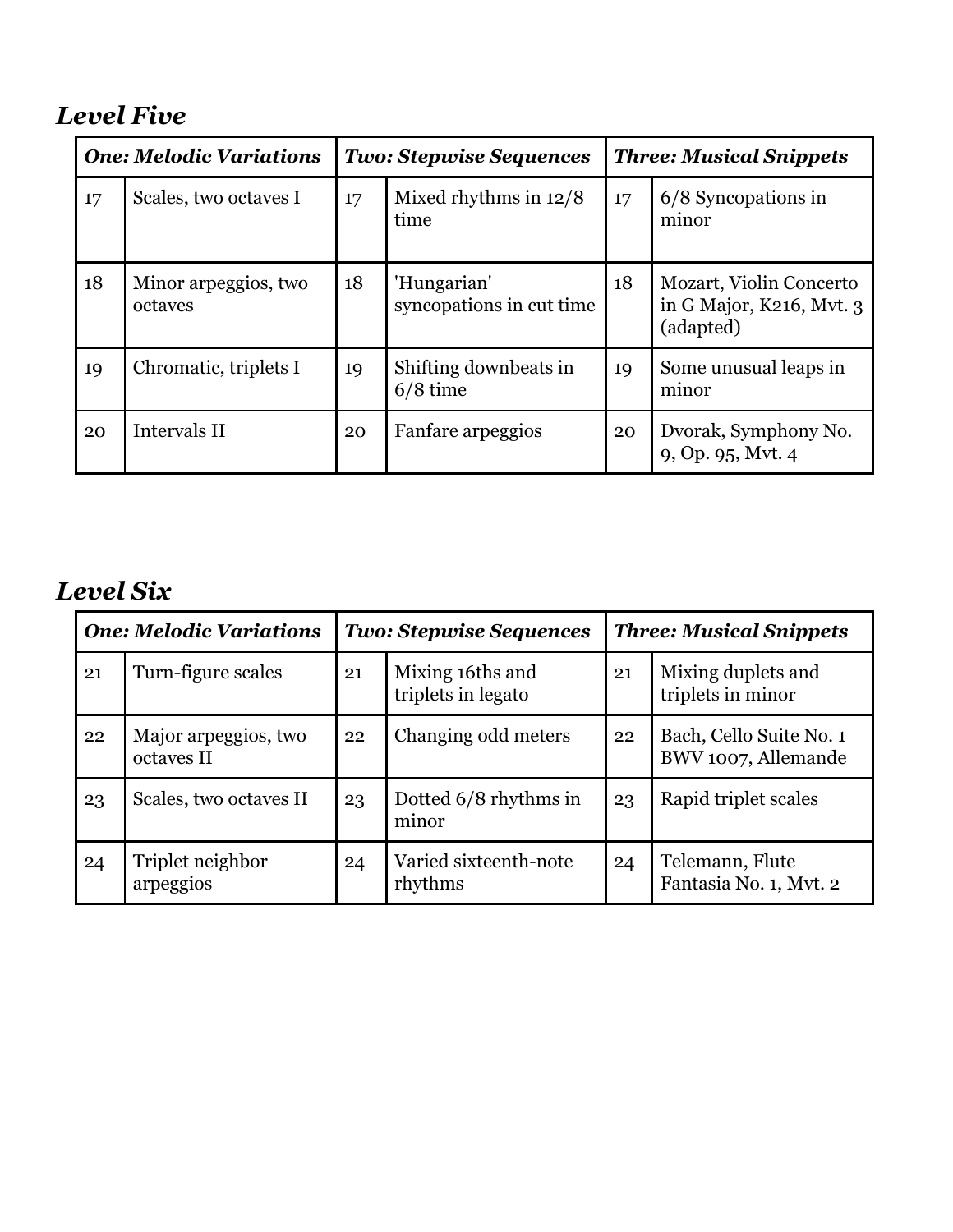## *Level Five*

| *One: Melodic Variations* | | *Two: Stepwise Sequences* | | *Three: Musical Snippets* | |
|---|---|---|---|---|---|
| 17 | Scales, two octaves I | 17 | Mixed rhythms in 12/8 time | 17 | 6/8 Syncopations in minor |
| 18 | Minor arpeggios, two octaves | 18 | 'Hungarian' syncopations in cut time | 18 | Mozart, Violin Concerto in G Major, K216, Mvt. 3 (adapted) |
| 19 | Chromatic, triplets I | 19 | Shifting downbeats in 6/8 time | 19 | Some unusual leaps in minor |
| 20 | Intervals II | 20 | Fanfare arpeggios | 20 | Dvorak, Symphony No. 9, Op. 95, Mvt. 4 |

## *Level Six*

| *One: Melodic Variations* | | *Two: Stepwise Sequences* | | *Three: Musical Snippets* | |
|---|---|---|---|---|---|
| 21 | Turn-figure scales | 21 | Mixing 16ths and triplets in legato | 21 | Mixing duplets and triplets in minor |
| 22 | Major arpeggios, two octaves II | 22 | Changing odd meters | 22 | Bach, Cello Suite No. 1 BWV 1007, Allemande |
| 23 | Scales, two octaves II | 23 | Dotted 6/8 rhythms in minor | 23 | Rapid triplet scales |
| 24 | Triplet neighbor arpeggios | 24 | Varied sixteenth-note rhythms | 24 | Telemann, Flute Fantasia No. 1, Mvt. 2 |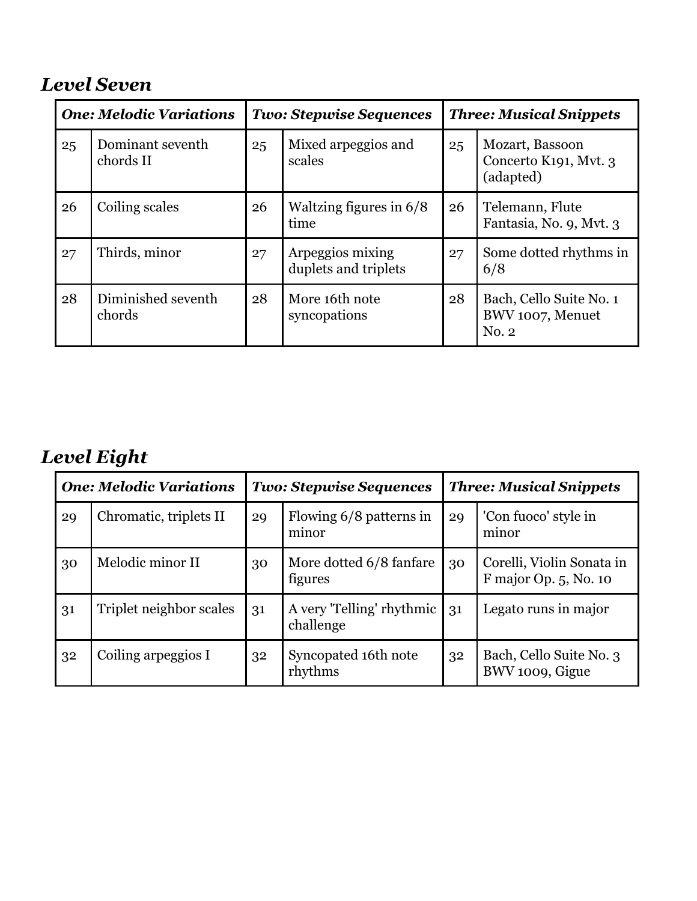## *Level Seven*

| ***One: Melodic Variations*** | | ***Two: Stepwise Sequences*** | | ***Three: Musical Snippets*** | |
|---|---|---|---|---|---|
| 25 | Dominant seventh chords II | 25 | Mixed arpeggios and scales | 25 | Mozart, Bassoon Concerto K191, Mvt. 3 (adapted) |
| 26 | Coiling scales | 26 | Waltzing figures in 6/8 time | 26 | Telemann, Flute Fantasia, No. 9, Mvt. 3 |
| 27 | Thirds, minor | 27 | Arpeggios mixing duplets and triplets | 27 | Some dotted rhythms in 6/8 |
| 28 | Diminished seventh chords | 28 | More 16th note syncopations | 28 | Bach, Cello Suite No. 1 BWV 1007, Menuet No. 2 |

## *Level Eight*

| ***One: Melodic Variations*** | | ***Two: Stepwise Sequences*** | | ***Three: Musical Snippets*** | |
|---|---|---|---|---|---|
| 29 | Chromatic, triplets II | 29 | Flowing 6/8 patterns in minor | 29 | 'Con fuoco' style in minor |
| 30 | Melodic minor II | 30 | More dotted 6/8 fanfare figures | 30 | Corelli, Violin Sonata in F major Op. 5, No. 10 |
| 31 | Triplet neighbor scales | 31 | A very 'Telling' rhythmic challenge | 31 | Legato runs in major |
| 32 | Coiling arpeggios I | 32 | Syncopated 16th note rhythms | 32 | Bach, Cello Suite No. 3 BWV 1009, Gigue |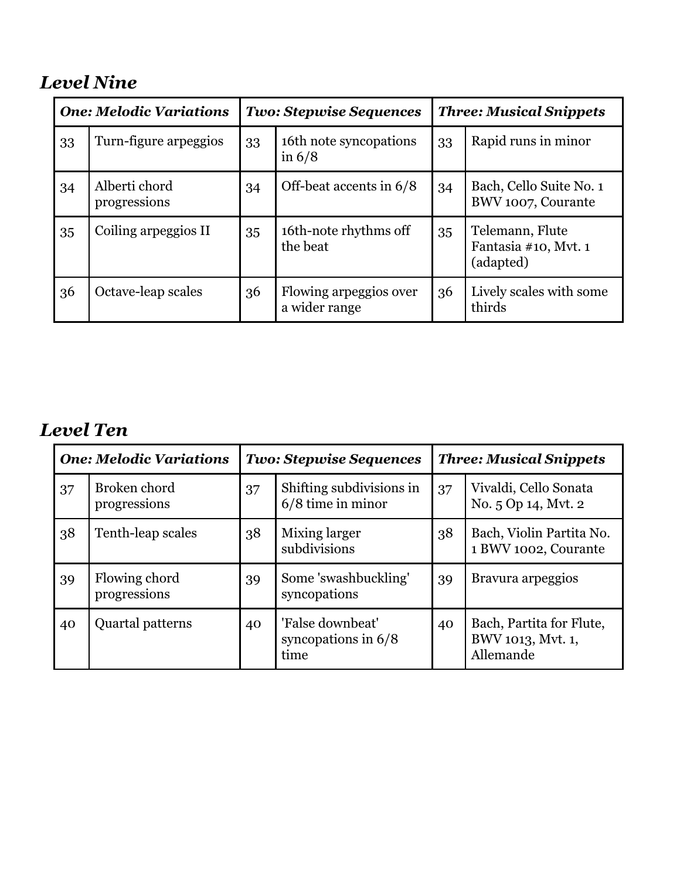## *Level Nine*

| *One: Melodic Variations* | | *Two: Stepwise Sequences* | | *Three: Musical Snippets* | |
|---|---|---|---|---|---|
| 33 | Turn-figure arpeggios | 33 | 16th note syncopations in 6/8 | 33 | Rapid runs in minor |
| 34 | Alberti chord progressions | 34 | Off-beat accents in 6/8 | 34 | Bach, Cello Suite No. 1 BWV 1007, Courante |
| 35 | Coiling arpeggios II | 35 | 16th-note rhythms off the beat | 35 | Telemann, Flute Fantasia #10, Mvt. 1 (adapted) |
| 36 | Octave-leap scales | 36 | Flowing arpeggios over a wider range | 36 | Lively scales with some thirds |

## *Level Ten*

| *One: Melodic Variations* | | *Two: Stepwise Sequences* | | *Three: Musical Snippets* | |
|---|---|---|---|---|---|
| 37 | Broken chord progressions | 37 | Shifting subdivisions in 6/8 time in minor | 37 | Vivaldi, Cello Sonata No. 5 Op 14, Mvt. 2 |
| 38 | Tenth-leap scales | 38 | Mixing larger subdivisions | 38 | Bach, Violin Partita No. 1 BWV 1002, Courante |
| 39 | Flowing chord progressions | 39 | Some 'swashbuckling' syncopations | 39 | Bravura arpeggios |
| 40 | Quartal patterns | 40 | 'False downbeat' syncopations in 6/8 time | 40 | Bach, Partita for Flute, BWV 1013, Mvt. 1, Allemande |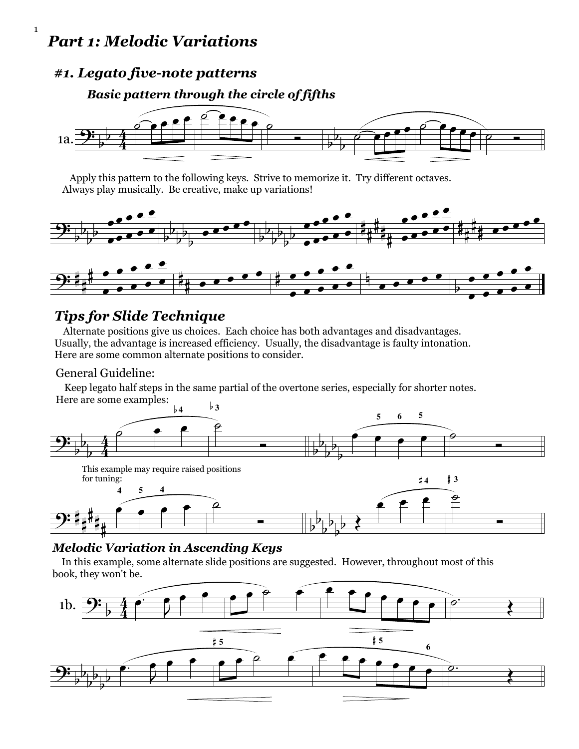# Part 1: Melodic Variations

## #1. Legato five-note patterns

### *Basic pattern through the circle of fifths*

1a.

Apply this pattern to the following keys. Strive to memorize it. Try different octaves. Always play musically. Be creative, make up variations!

## *Tips for Slide Technique*

Alternate positions give us choices. Each choice has both advantages and disadvantages. Usually, the advantage is increased efficiency. Usually, the disadvantage is faulty intonation. Here are some common alternate positions to consider.

General Guideline:

Keep legato half steps in the same partial of the overtone series, especially for shorter notes. Here are some examples:

This example may require raised positions for tuning:

## *Melodic Variation in Ascending Keys*

In this example, some alternate slide positions are suggested. However, throughout most of this book, they won't be.

1b.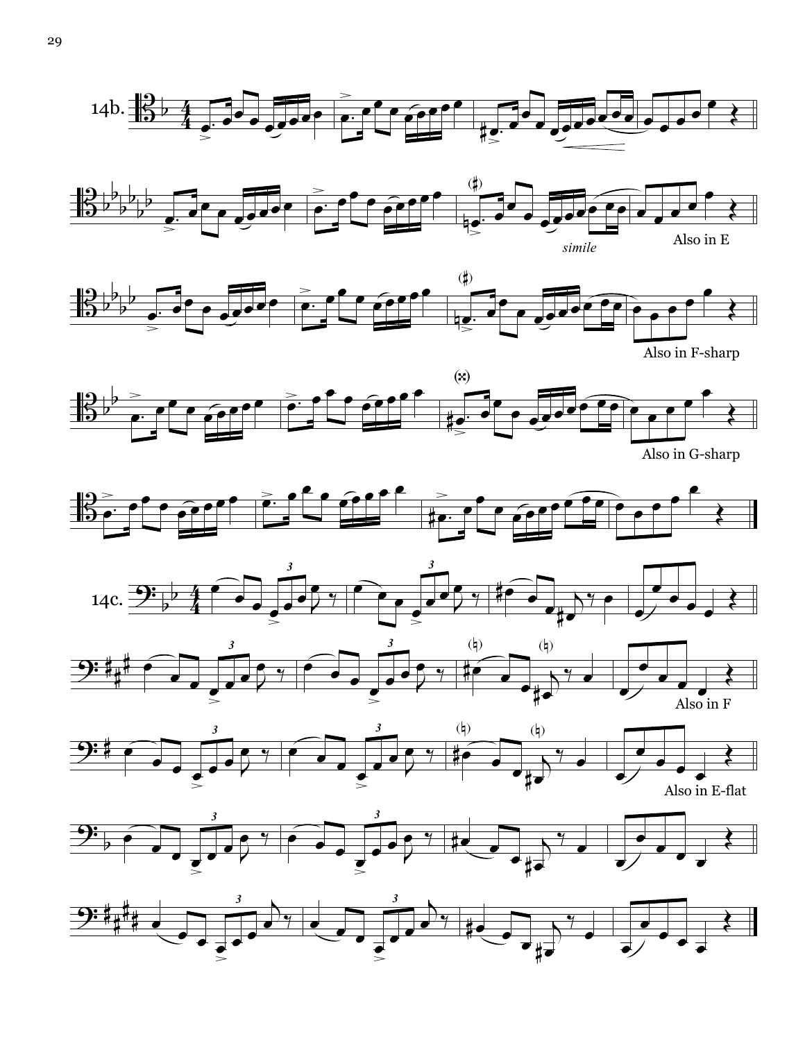14b.

*simile*

Also in E

Also in F-sharp

Also in G-sharp

14c.

Also in F

Also in E-flat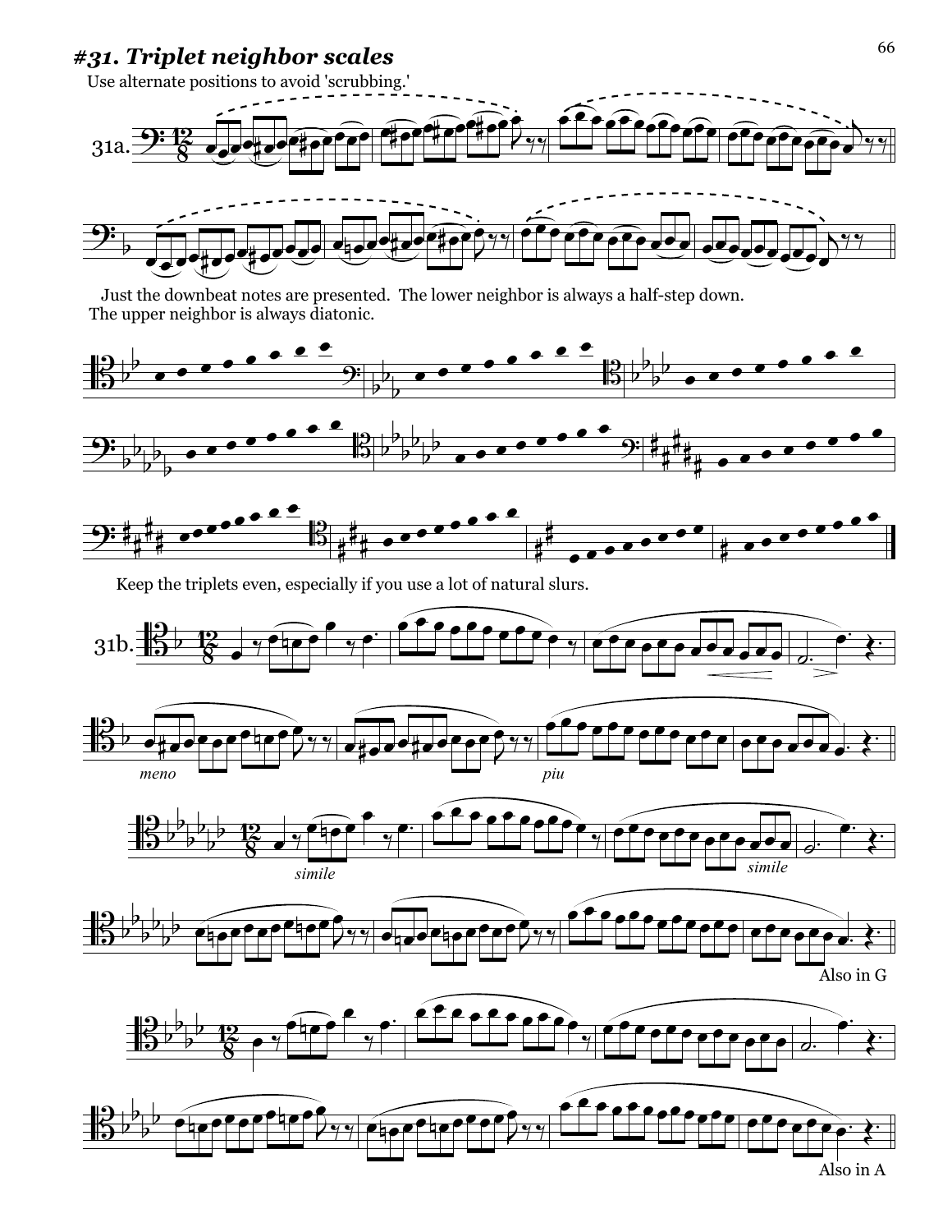# #31. Triplet neighbor scales

Use alternate positions to avoid 'scrubbing.'

31a.

Just the downbeat notes are presented. The lower neighbor is always a half-step down. The upper neighbor is always diatonic.

Keep the triplets even, especially if you use a lot of natural slurs.

31b.

*meno* *piu*

*simile* *simile*

Also in G

Also in A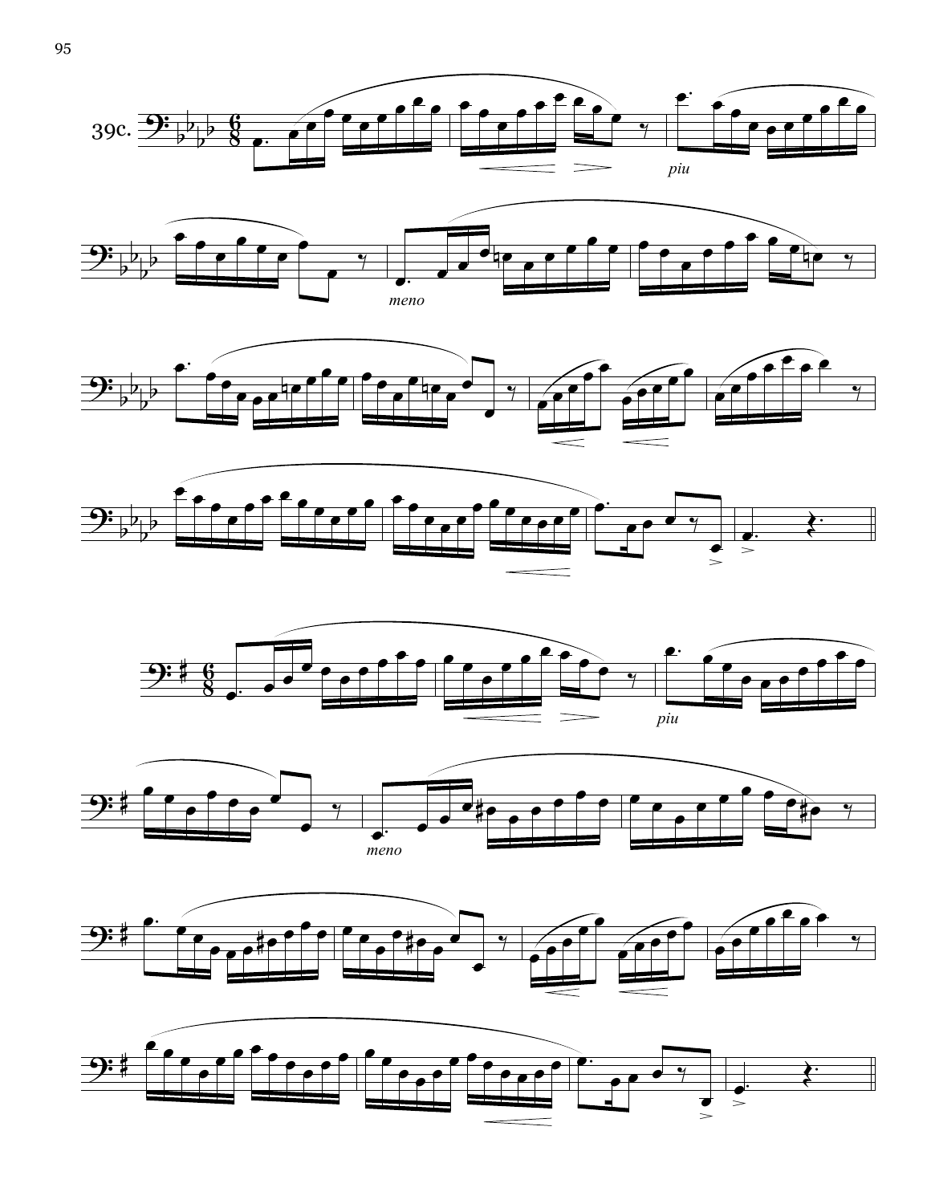39c.

*piu*

*meno*

*piu*

*meno*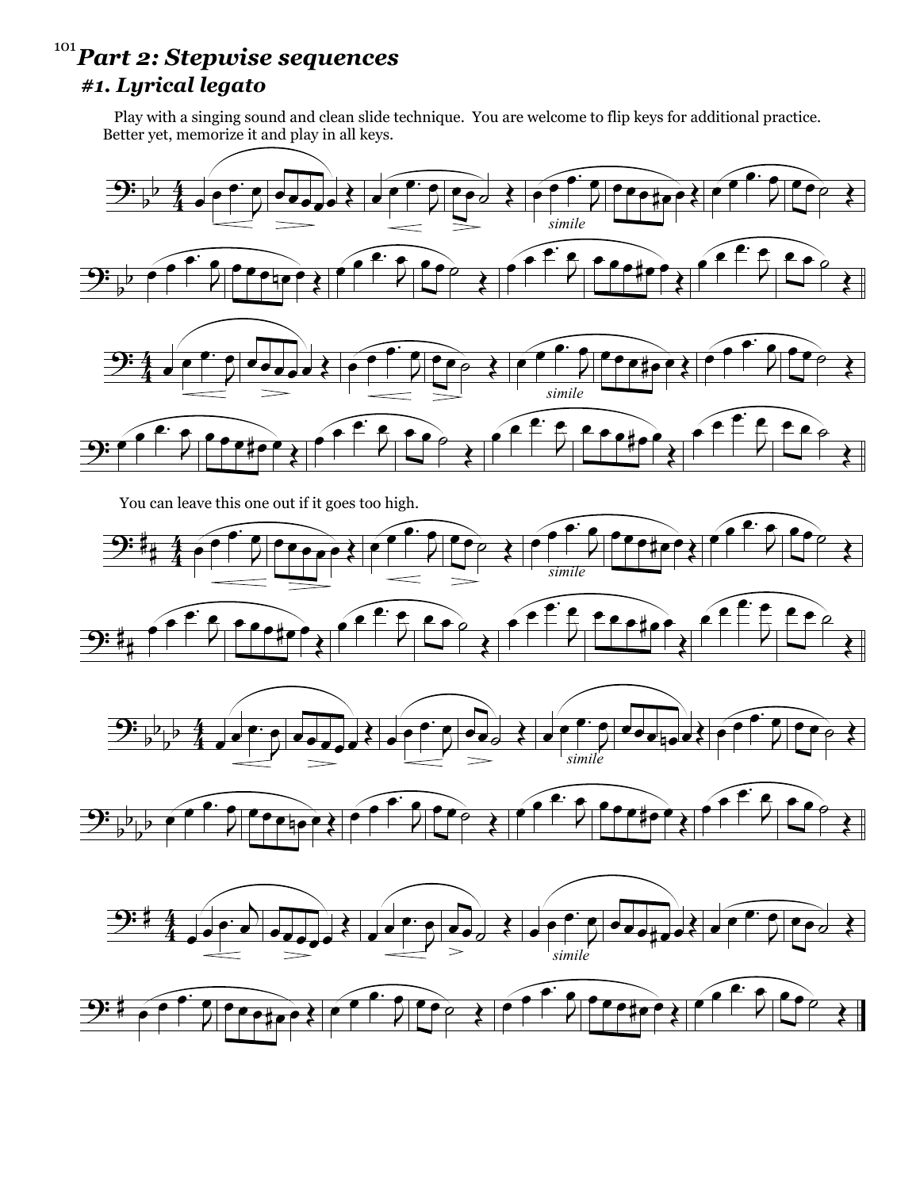# Part 2: Stepwise sequences

## #1. Lyrical legato

Play with a singing sound and clean slide technique. You are welcome to flip keys for additional practice. Better yet, memorize it and play in all keys.

*simile*

*simile*

You can leave this one out if it goes too high.

*simile*

*simile*

*simile*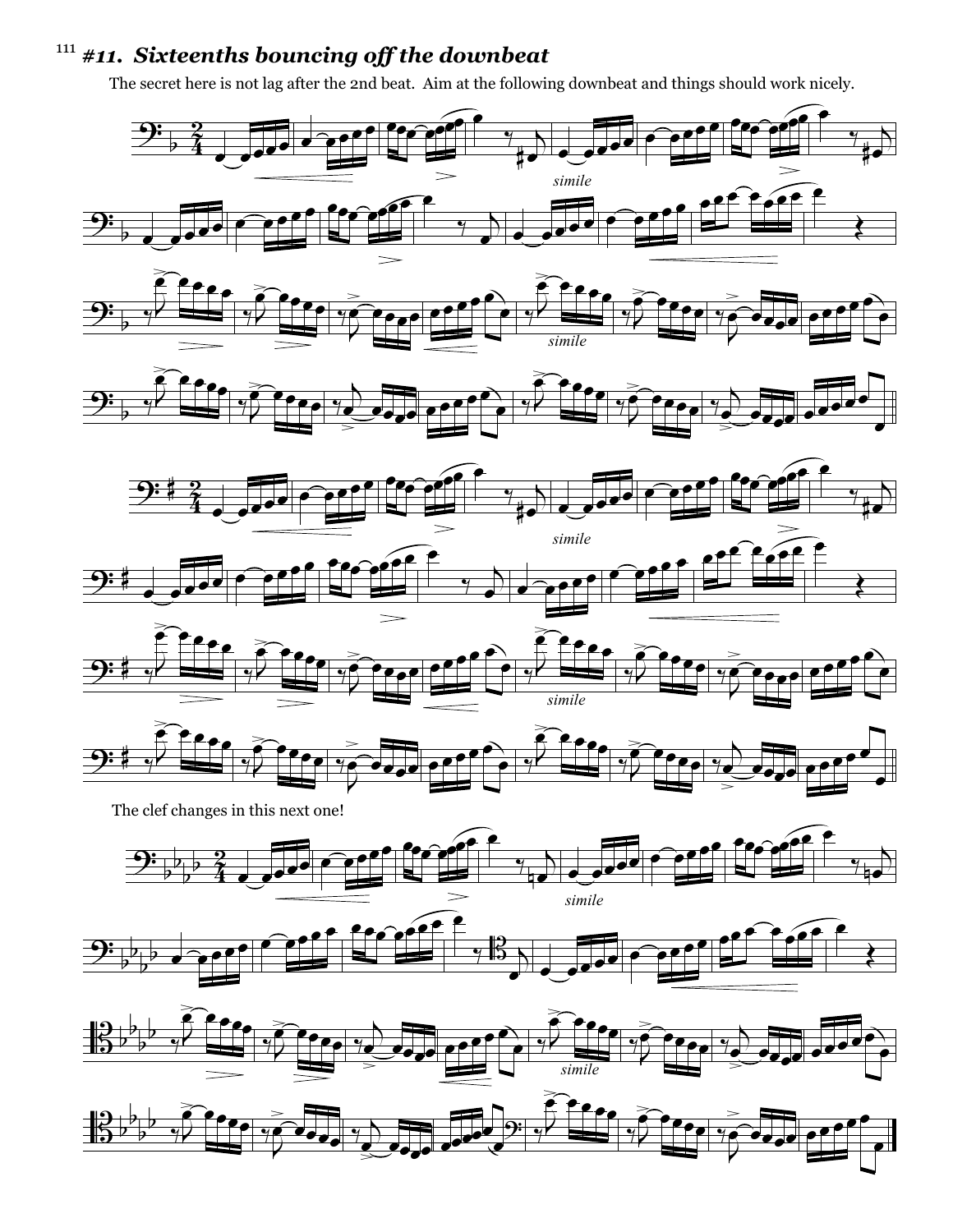## #11. *Sixteenths bouncing off the downbeat*

The secret here is not lag after the 2nd beat. Aim at the following downbeat and things should work nicely.

The clef changes in this next one!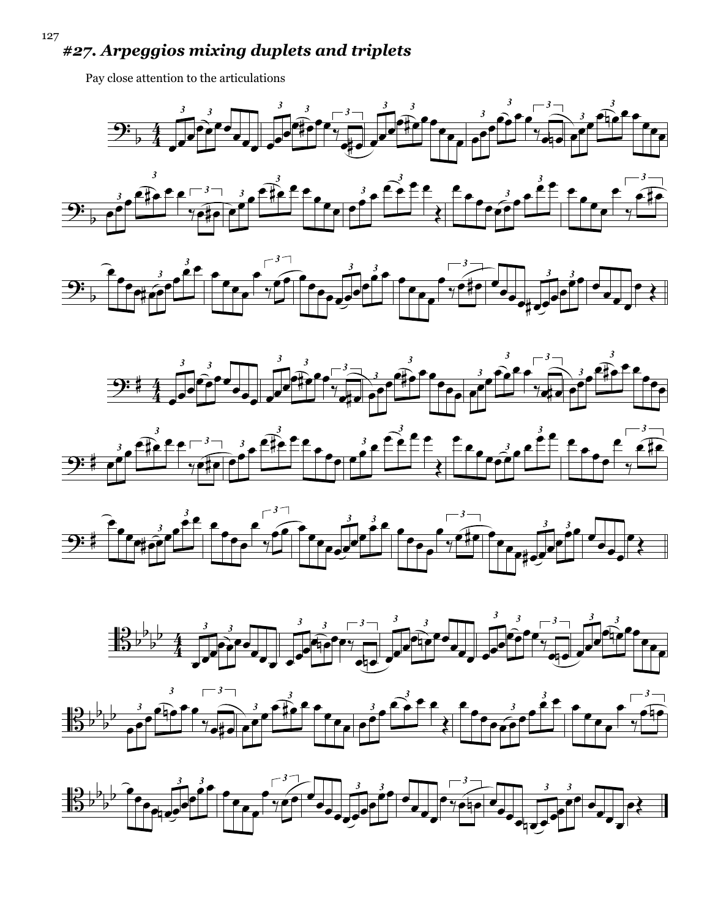# *#27. Arpeggios mixing duplets and triplets*

Pay close attention to the articulations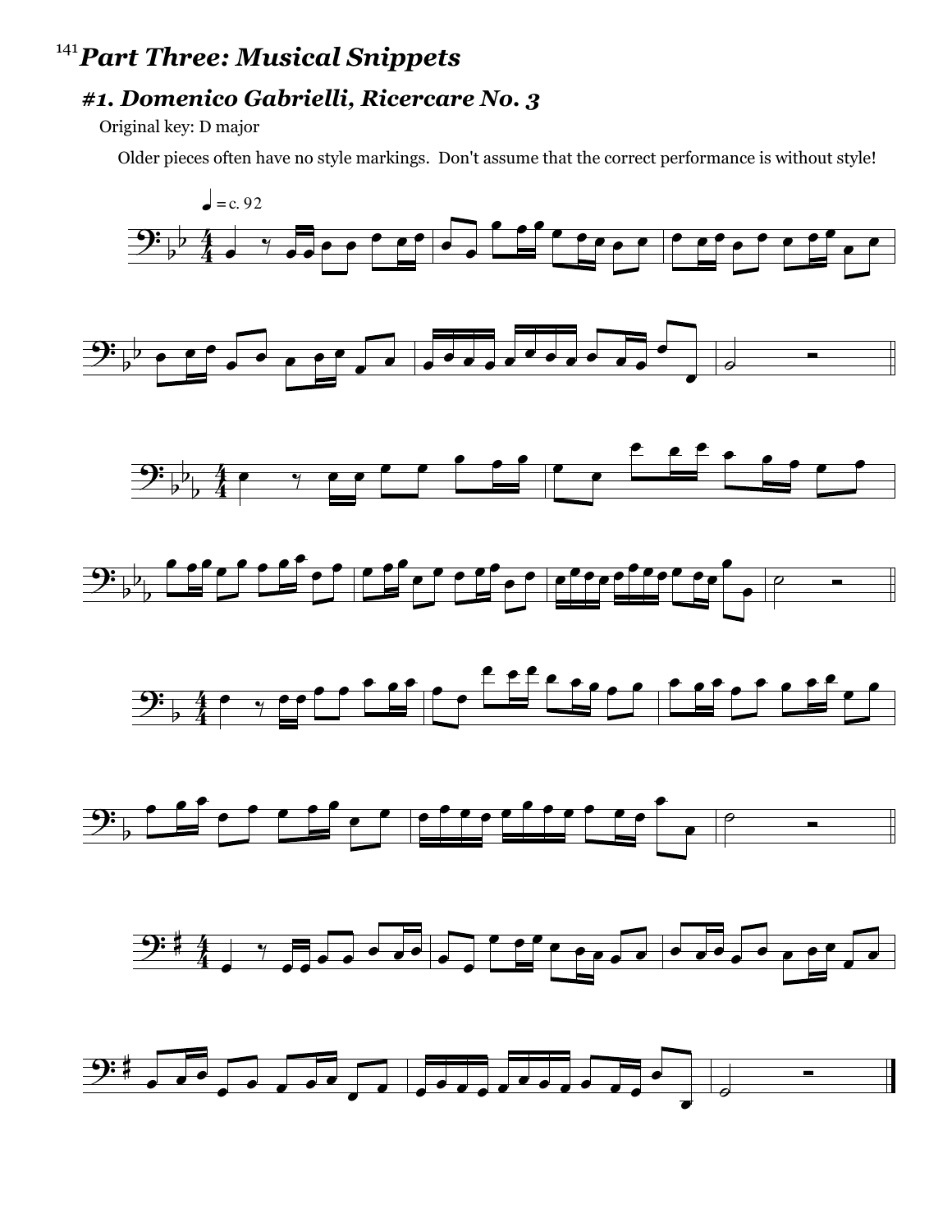# *Part Three: Musical Snippets*

## *#1. Domenico Gabrielli, Ricercare No. 3*

Original key: D major

Older pieces often have no style markings. Don't assume that the correct performance is without style!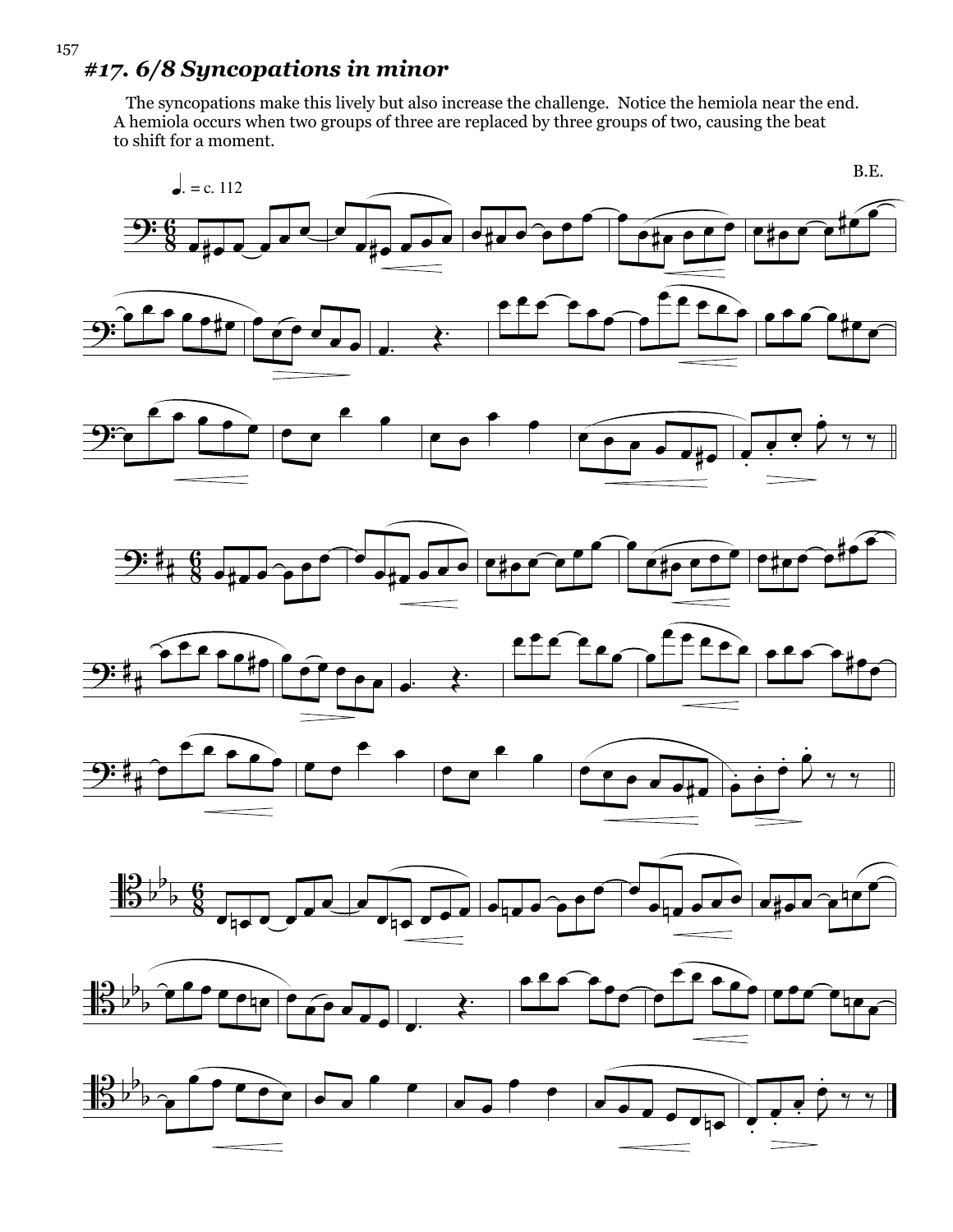### *#17. 6/8 Syncopations in minor*

The syncopations make this lively but also increase the challenge. Notice the hemiola near the end. A hemiola occurs when two groups of three are replaced by three groups of two, causing the beat to shift for a moment.

B.E.

♩. = c. 112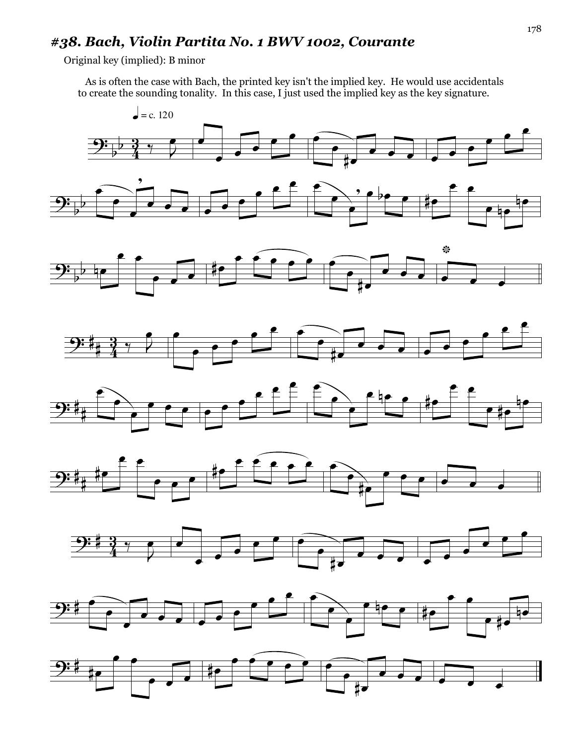### *#38. Bach, Violin Partita No. 1 BWV 1002, Courante*

Original key (implied): B minor

As is often the case with Bach, the printed key isn't the implied key. He would use accidentals to create the sounding tonality. In this case, I just used the implied key as the key signature.